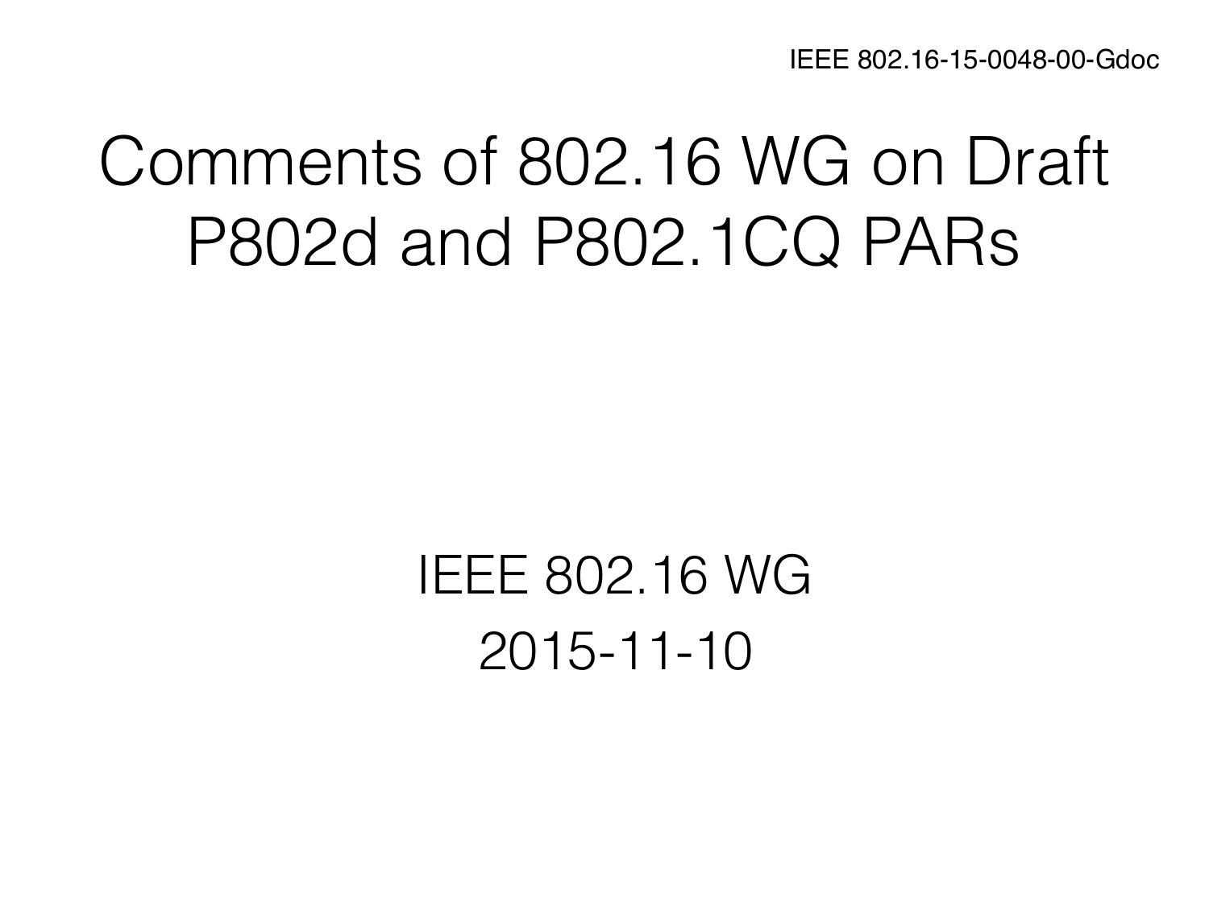IEEE 802.16-15-0048-00-Gdoc

# Comments of 802.16 WG on Draft P802d and P802.1CQ PARs

IEEE 802.16 WG

2015-11-10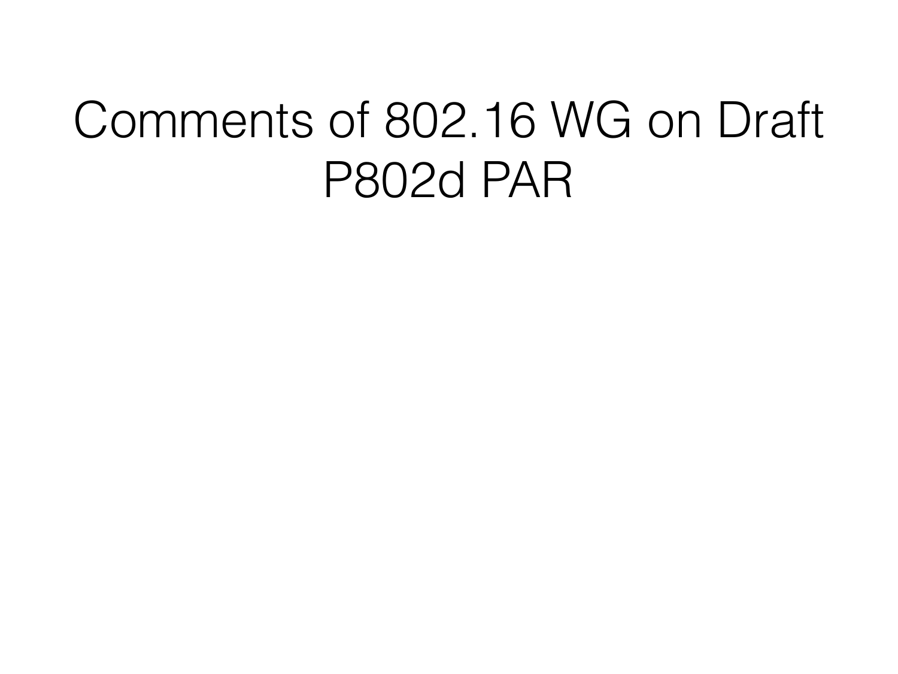# Comments of 802.16 WG on Draft P802d PAR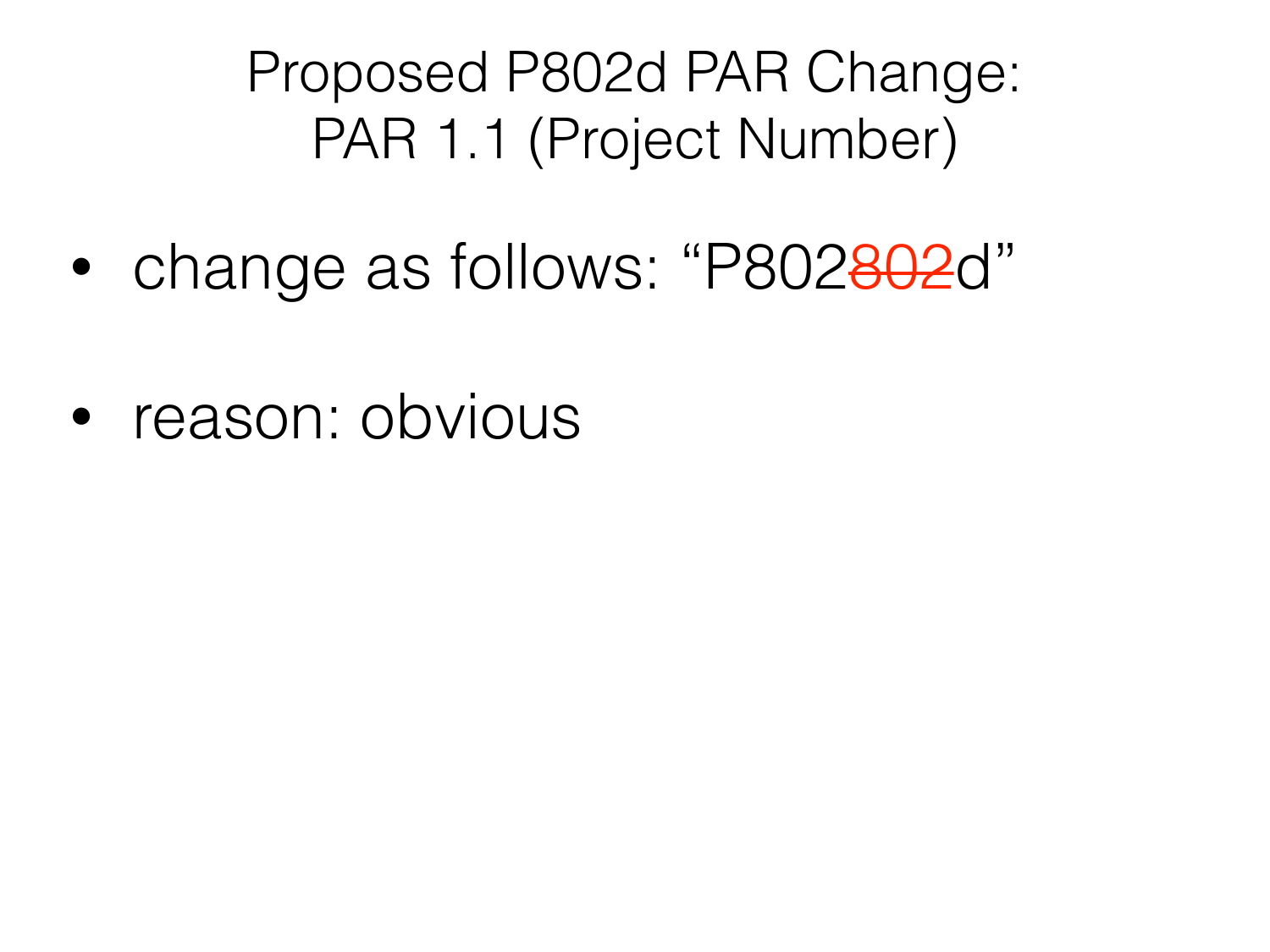# Proposed P802d PAR Change:
# PAR 1.1 (Project Number)

- change as follows: "P802~~802~~d"
- reason: obvious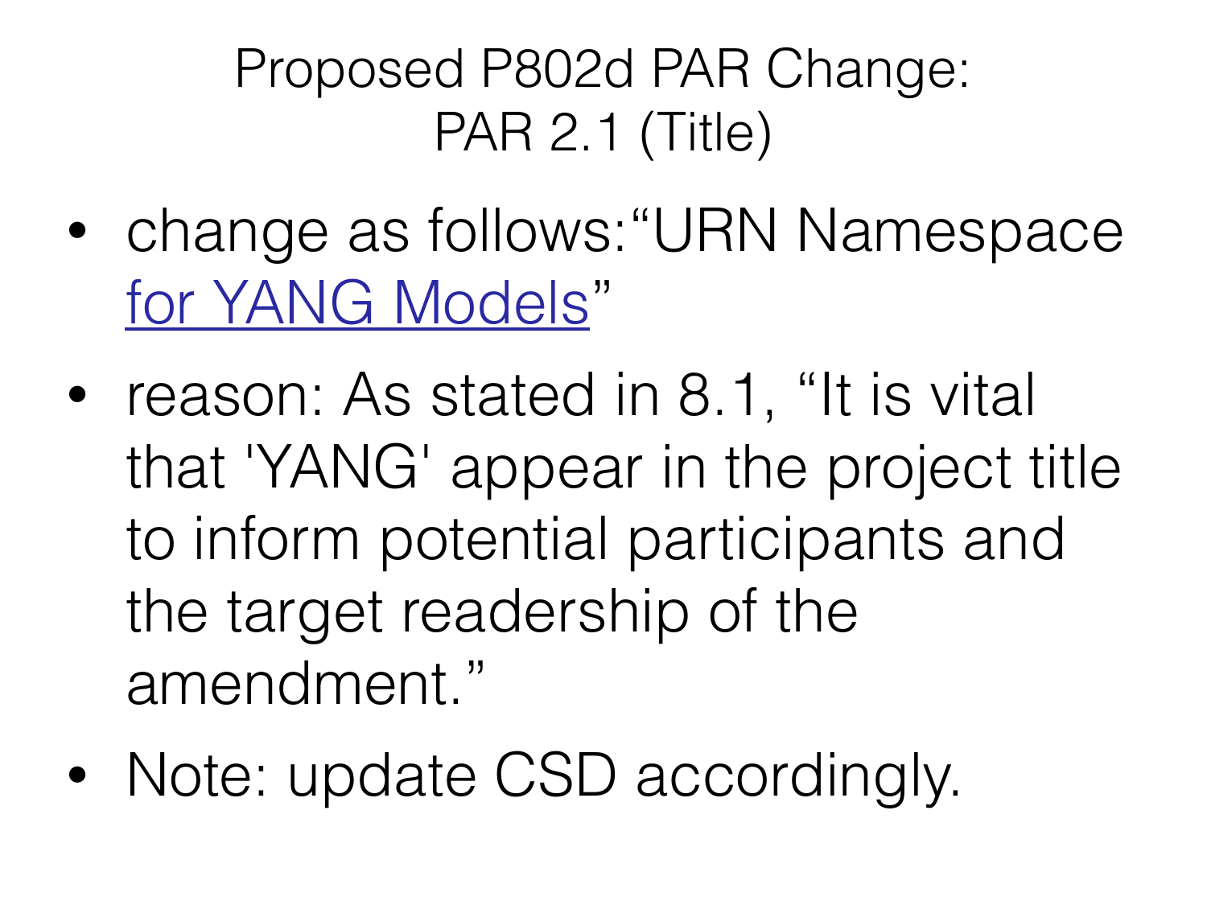# Proposed P802d PAR Change: PAR 2.1 (Title)

- change as follows:“URN Namespace <u>for YANG Models</u>”
- reason: As stated in 8.1, “It is vital that 'YANG' appear in the project title to inform potential participants and the target readership of the amendment.”
- Note: update CSD accordingly.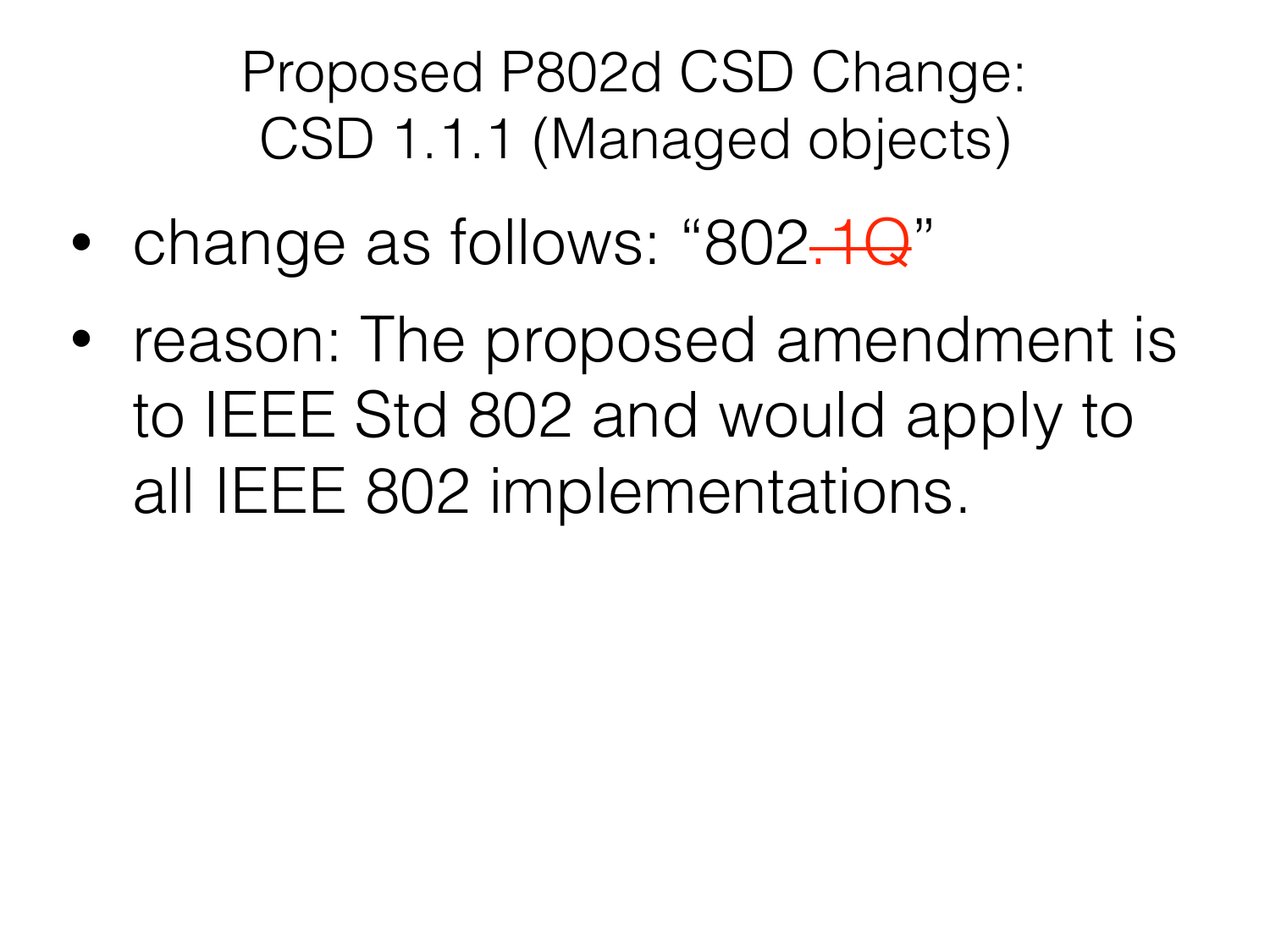# Proposed P802d CSD Change: CSD 1.1.1 (Managed objects)

- change as follows: “802~~.1Q~~”
- reason: The proposed amendment is to IEEE Std 802 and would apply to all IEEE 802 implementations.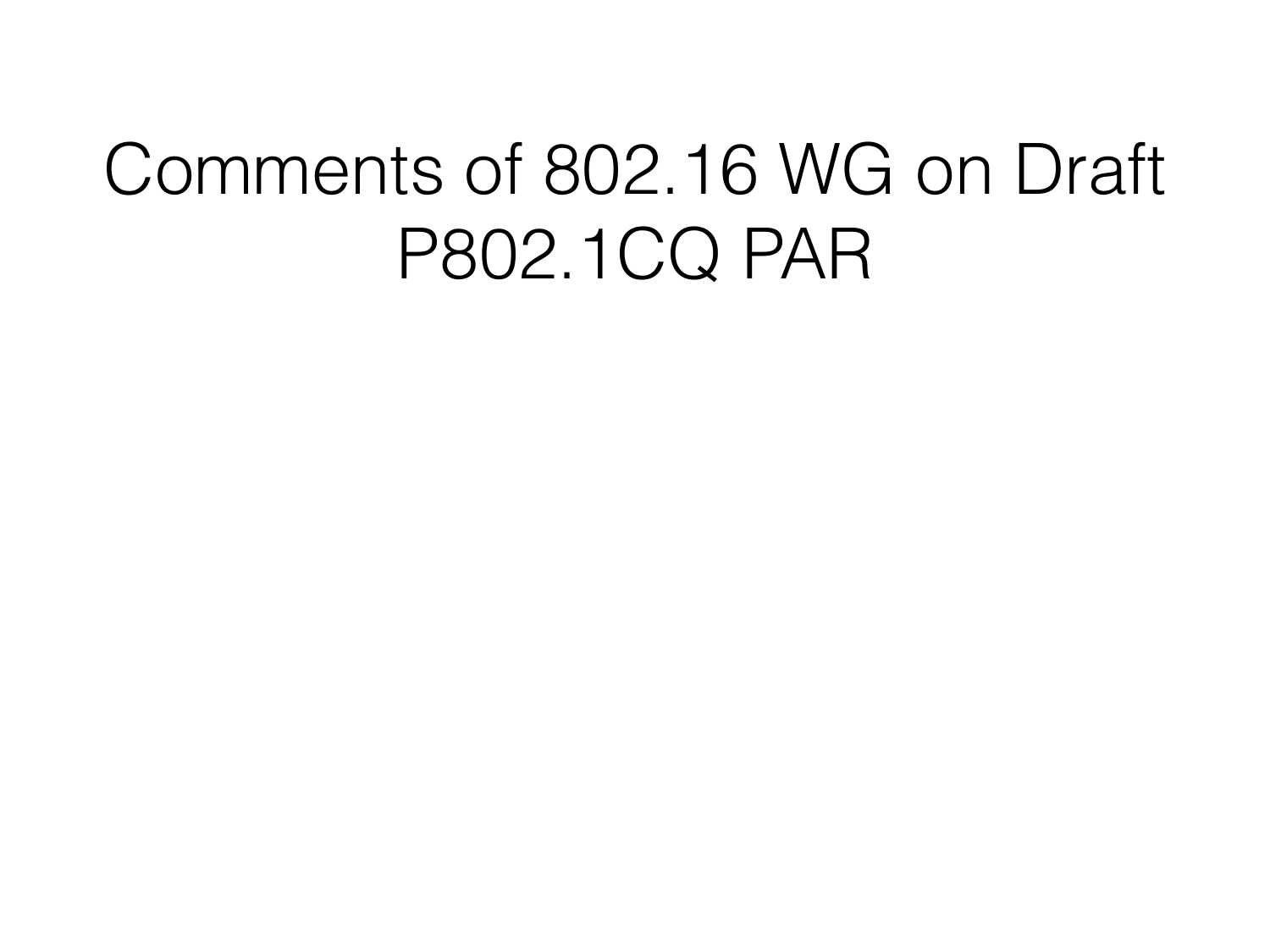# Comments of 802.16 WG on Draft P802.1CQ PAR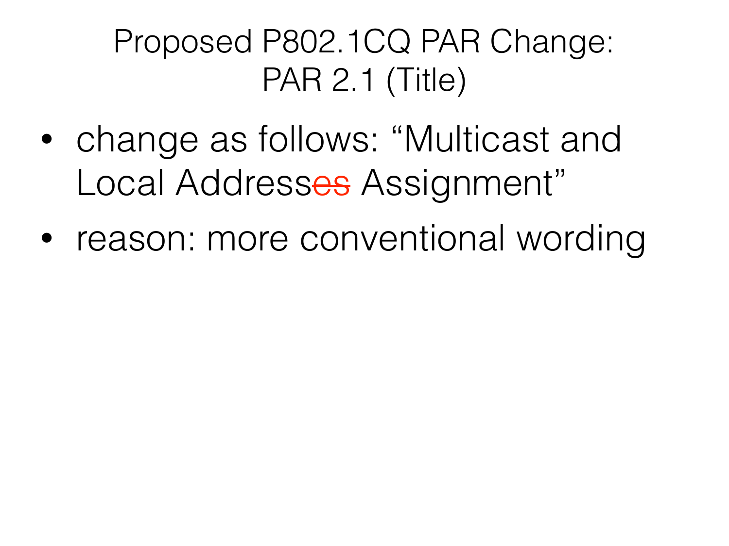# Proposed P802.1CQ PAR Change: PAR 2.1 (Title)

- change as follows: “Multicast and Local Address~~es~~ Assignment”
- reason: more conventional wording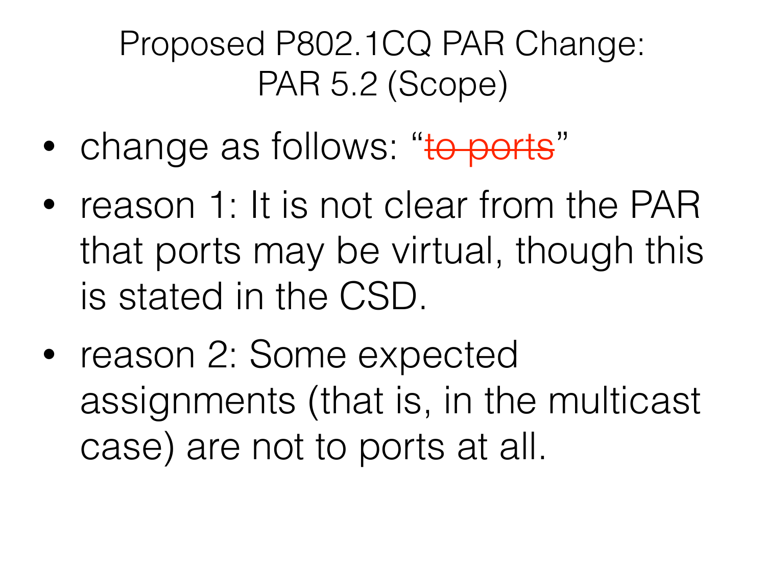# Proposed P802.1CQ PAR Change: PAR 5.2 (Scope)

- change as follows: "~~to ports~~"
- reason 1: It is not clear from the PAR that ports may be virtual, though this is stated in the CSD.
- reason 2: Some expected assignments (that is, in the multicast case) are not to ports at all.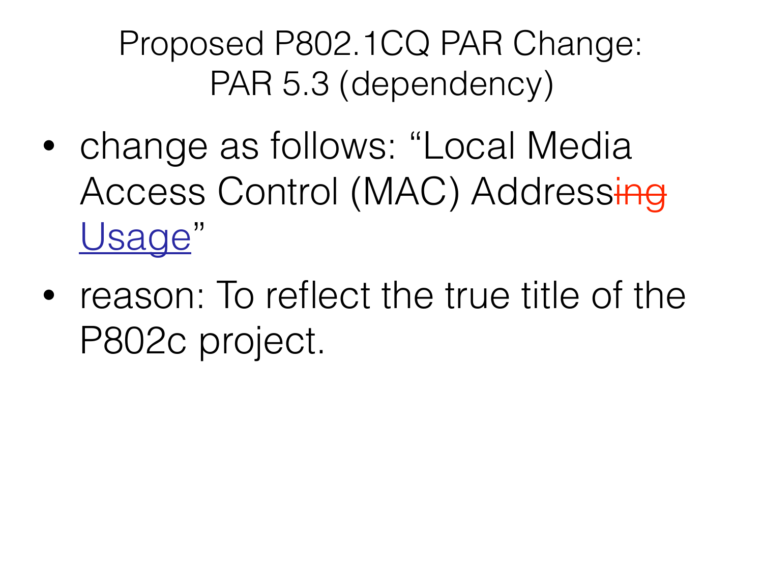# Proposed P802.1CQ PAR Change: PAR 5.3 (dependency)

- change as follows: "Local Media Access Control (MAC) Address~~ing~~ <u>Usage</u>"
- reason: To reflect the true title of the P802c project.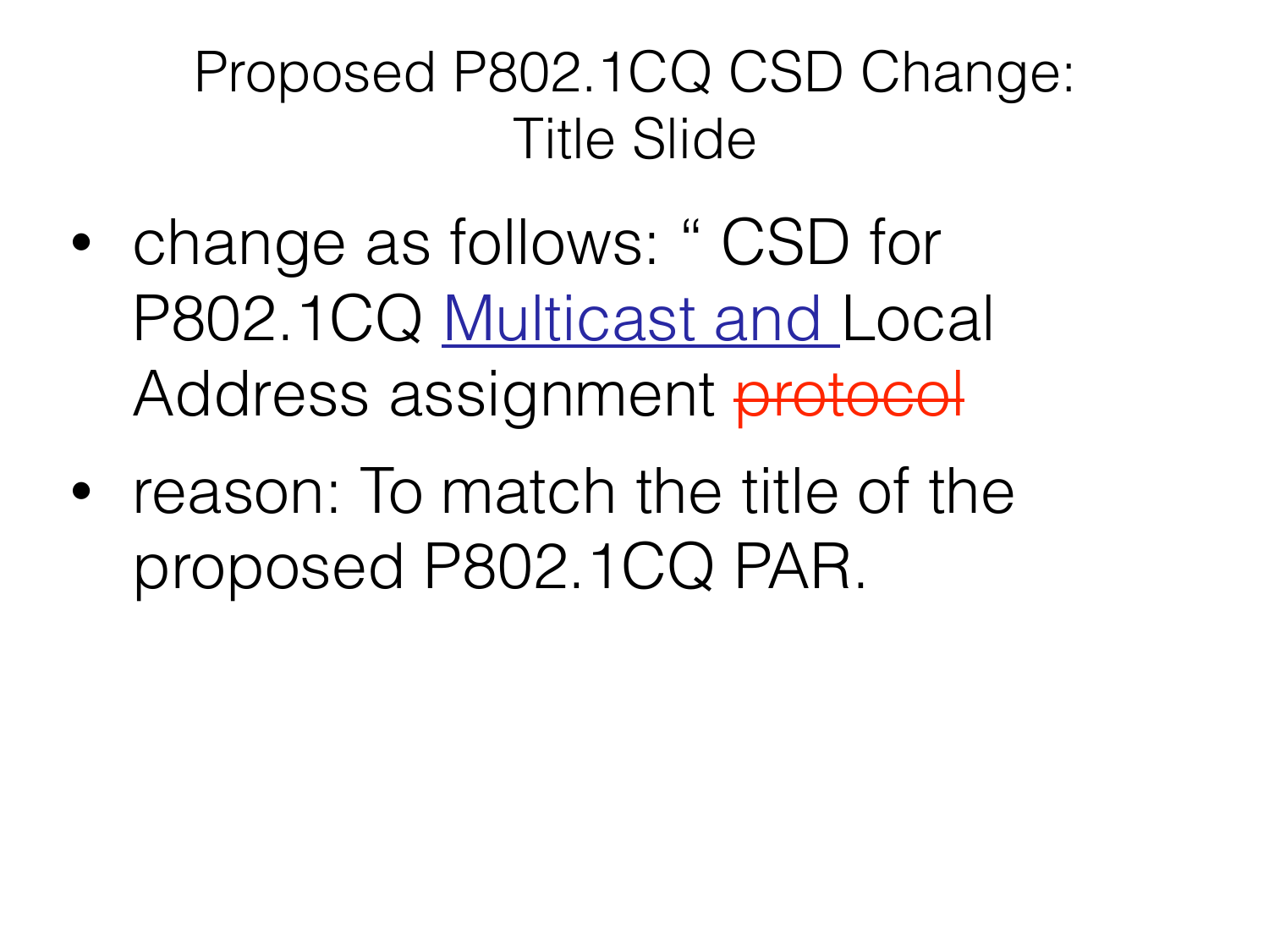# Proposed P802.1CQ CSD Change: Title Slide

- change as follows: " CSD for P802.1CQ <u>Multicast and </u>Local Address assignment ~~protocol~~
- reason: To match the title of the proposed P802.1CQ PAR.